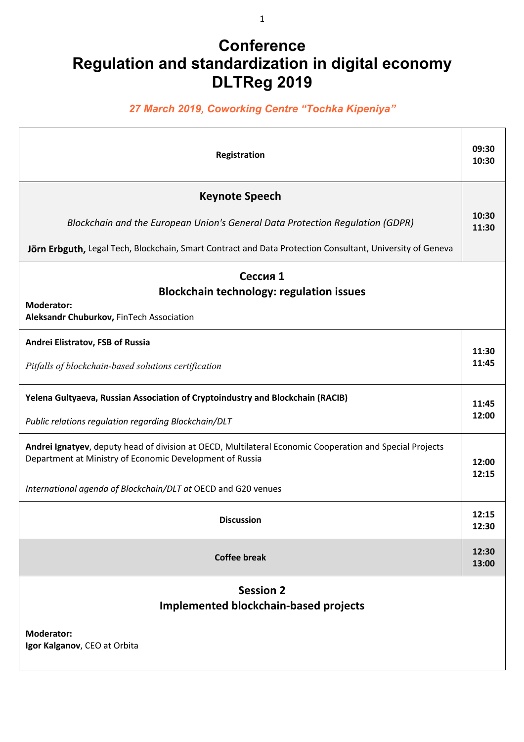# Conference
# Regulation and standardization in digital economy
# DLTReg 2019

*27 March 2019, Coworking Centre "Tochka Kipeniya"*

| Program | Time |
|---|---|
| **Registration** | **09:30 10:30** |
| **Keynote Speech**<br><br>*Blockchain and the European Union's General Data Protection Regulation (GDPR)*<br><br>**Jörn Erbguth,** Legal Tech, Blockchain, Smart Contract and Data Protection Consultant, University of Geneva | **10:30 11:30** |
| **Сессия 1**<br>**Blockchain technology: regulation issues**<br><br>**Moderator:**<br>**Aleksandr Chuburkov,** FinTech Association | |
| **Andrei Elistratov, FSB of Russia**<br><br>*Pitfalls of blockchain-based solutions certification* | **11:30 11:45** |
| **Yelena Gultyaeva, Russian Association of Cryptoindustry and Blockchain (RACIB)**<br><br>*Public relations regulation regarding Blockchain/DLT* | **11:45 12:00** |
| **Andrei Ignatyev**, deputy head of division at OECD, Multilateral Economic Cooperation and Special Projects Department at Ministry of Economic Development of Russia<br><br>*International agenda of Blockchain/DLT at* OECD and G20 venues | **12:00 12:15** |
| **Discussion** | **12:15 12:30** |
| **Coffee break** | **12:30 13:00** |
| **Session 2**<br>**Implemented blockchain-based projects**<br><br>**Moderator:**<br>**Igor Kalganov**, CEO at Orbita | |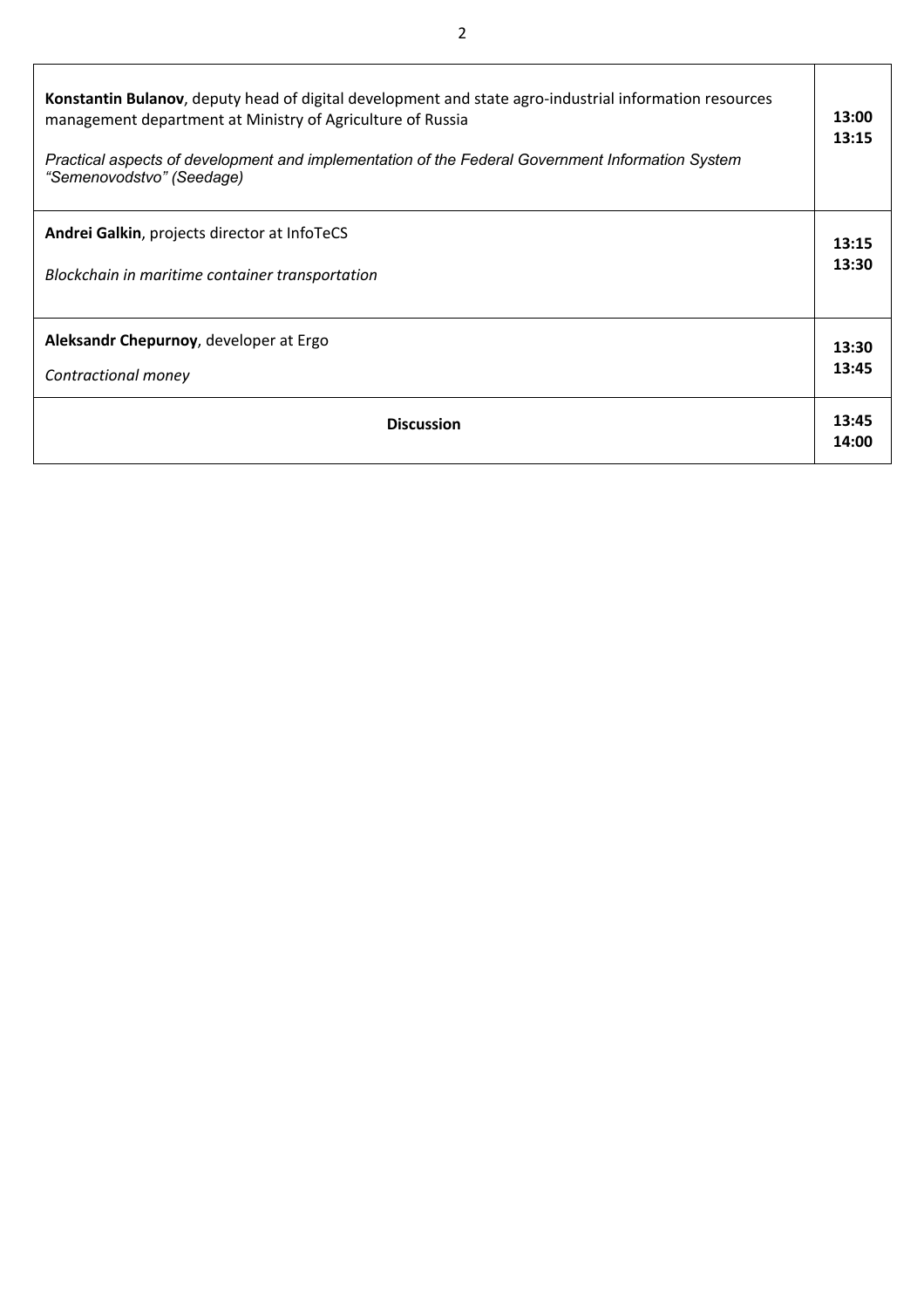| | |
|---|---|
| **Konstantin Bulanov**, deputy head of digital development and state agro-industrial information resources management department at Ministry of Agriculture of Russia<br><br>*Practical aspects of development and implementation of the Federal Government Information System "Semenovodstvo" (Seedage)* | **13:00<br>13:15** |
| **Andrei Galkin**, projects director at InfoTeCS<br><br>*Blockchain in maritime container transportation* | **13:15<br>13:30** |
| **Aleksandr Chepurnoy**, developer at Ergo<br><br>*Contractional money* | **13:30<br>13:45** |
| **Discussion** | **13:45<br>14:00** |